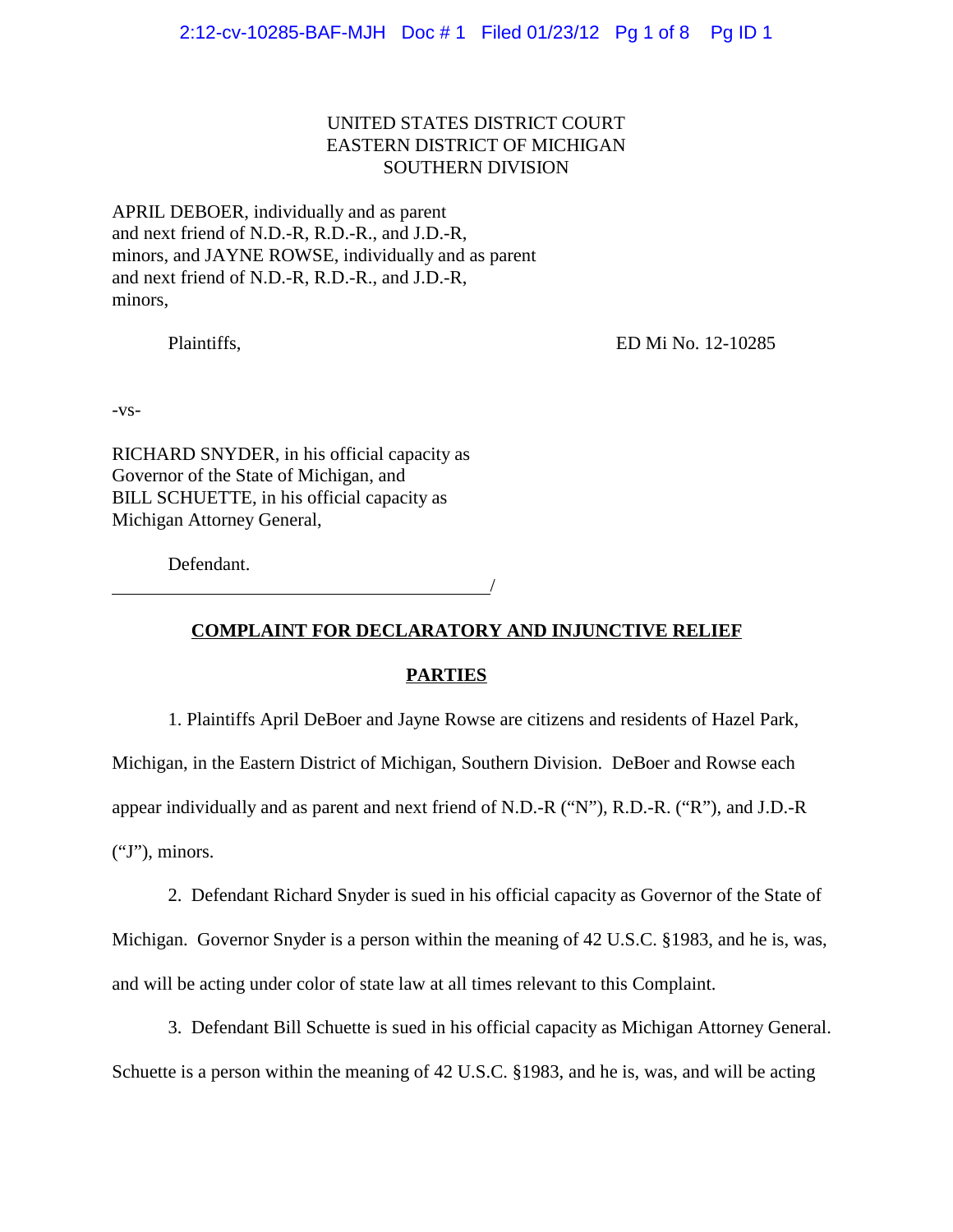UNITED STATES DISTRICT COURT
EASTERN DISTRICT OF MICHIGAN
SOUTHERN DIVISION

APRIL DEBOER, individually and as parent and next friend of N.D.-R, R.D.-R., and J.D.-R, minors, and JAYNE ROWSE, individually and as parent and next friend of N.D.-R, R.D.-R., and J.D.-R, minors,

Plaintiffs,

ED Mi No. 12-10285

-vs-

RICHARD SNYDER, in his official capacity as Governor of the State of Michigan, and BILL SCHUETTE, in his official capacity as Michigan Attorney General,

Defendant.

_______________________________________/

## COMPLAINT FOR DECLARATORY AND INJUNCTIVE RELIEF

### PARTIES

1. Plaintiffs April DeBoer and Jayne Rowse are citizens and residents of Hazel Park, Michigan, in the Eastern District of Michigan, Southern Division. DeBoer and Rowse each appear individually and as parent and next friend of N.D.-R ("N"), R.D.-R. ("R"), and J.D.-R ("J"), minors.

2. Defendant Richard Snyder is sued in his official capacity as Governor of the State of Michigan. Governor Snyder is a person within the meaning of 42 U.S.C. §1983, and he is, was, and will be acting under color of state law at all times relevant to this Complaint.

3. Defendant Bill Schuette is sued in his official capacity as Michigan Attorney General. Schuette is a person within the meaning of 42 U.S.C. §1983, and he is, was, and will be acting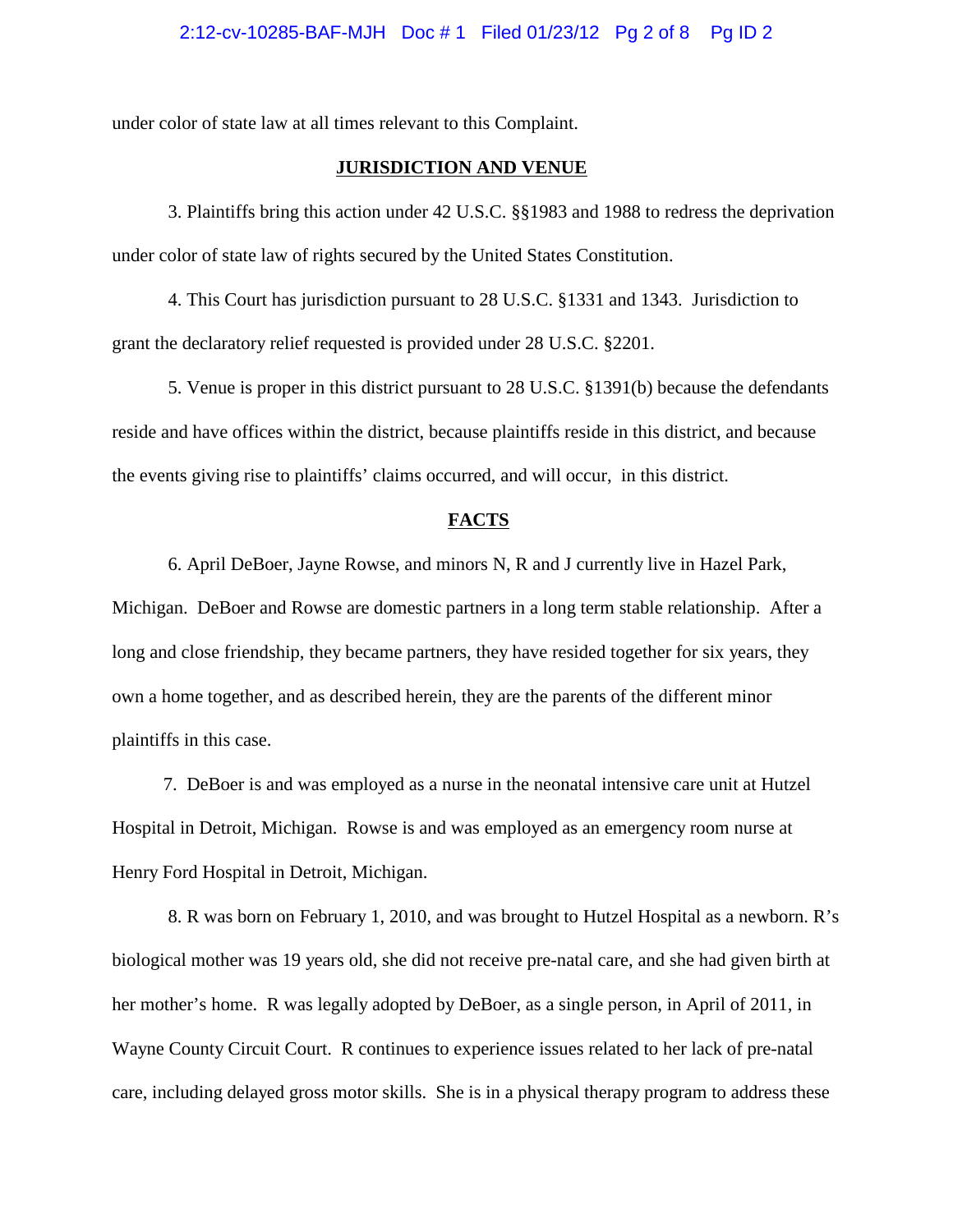under color of state law at all times relevant to this Complaint.

## JURISDICTION AND VENUE

3. Plaintiffs bring this action under 42 U.S.C. §§1983 and 1988 to redress the deprivation under color of state law of rights secured by the United States Constitution.

4. This Court has jurisdiction pursuant to 28 U.S.C. §1331 and 1343. Jurisdiction to grant the declaratory relief requested is provided under 28 U.S.C. §2201.

5. Venue is proper in this district pursuant to 28 U.S.C. §1391(b) because the defendants reside and have offices within the district, because plaintiffs reside in this district, and because the events giving rise to plaintiffs' claims occurred, and will occur, in this district.

## FACTS

6. April DeBoer, Jayne Rowse, and minors N, R and J currently live in Hazel Park, Michigan. DeBoer and Rowse are domestic partners in a long term stable relationship. After a long and close friendship, they became partners, they have resided together for six years, they own a home together, and as described herein, they are the parents of the different minor plaintiffs in this case.

7. DeBoer is and was employed as a nurse in the neonatal intensive care unit at Hutzel Hospital in Detroit, Michigan. Rowse is and was employed as an emergency room nurse at Henry Ford Hospital in Detroit, Michigan.

8. R was born on February 1, 2010, and was brought to Hutzel Hospital as a newborn. R's biological mother was 19 years old, she did not receive pre-natal care, and she had given birth at her mother's home. R was legally adopted by DeBoer, as a single person, in April of 2011, in Wayne County Circuit Court. R continues to experience issues related to her lack of pre-natal care, including delayed gross motor skills. She is in a physical therapy program to address these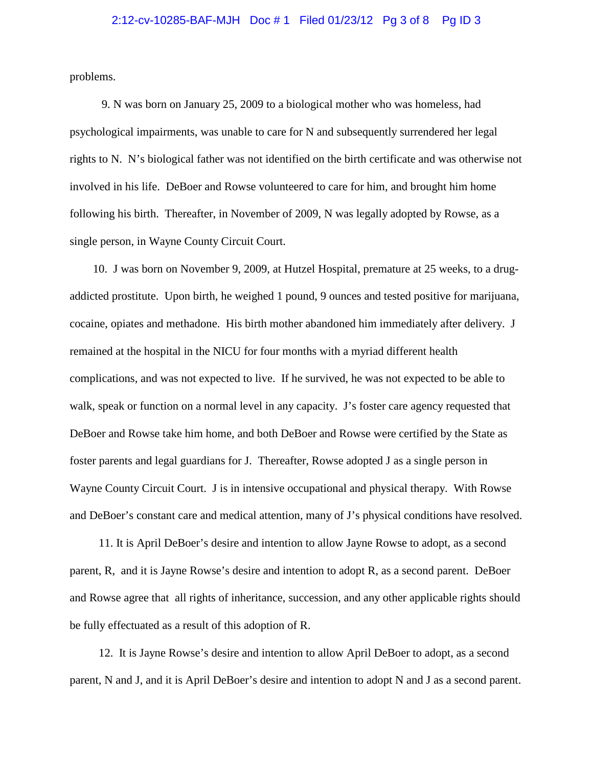problems.

9. N was born on January 25, 2009 to a biological mother who was homeless, had psychological impairments, was unable to care for N and subsequently surrendered her legal rights to N. N's biological father was not identified on the birth certificate and was otherwise not involved in his life. DeBoer and Rowse volunteered to care for him, and brought him home following his birth. Thereafter, in November of 2009, N was legally adopted by Rowse, as a single person, in Wayne County Circuit Court.

10. J was born on November 9, 2009, at Hutzel Hospital, premature at 25 weeks, to a drug-addicted prostitute. Upon birth, he weighed 1 pound, 9 ounces and tested positive for marijuana, cocaine, opiates and methadone. His birth mother abandoned him immediately after delivery. J remained at the hospital in the NICU for four months with a myriad different health complications, and was not expected to live. If he survived, he was not expected to be able to walk, speak or function on a normal level in any capacity. J's foster care agency requested that DeBoer and Rowse take him home, and both DeBoer and Rowse were certified by the State as foster parents and legal guardians for J. Thereafter, Rowse adopted J as a single person in Wayne County Circuit Court. J is in intensive occupational and physical therapy. With Rowse and DeBoer's constant care and medical attention, many of J's physical conditions have resolved.

11. It is April DeBoer's desire and intention to allow Jayne Rowse to adopt, as a second parent, R, and it is Jayne Rowse's desire and intention to adopt R, as a second parent. DeBoer and Rowse agree that all rights of inheritance, succession, and any other applicable rights should be fully effectuated as a result of this adoption of R.

12. It is Jayne Rowse's desire and intention to allow April DeBoer to adopt, as a second parent, N and J, and it is April DeBoer's desire and intention to adopt N and J as a second parent.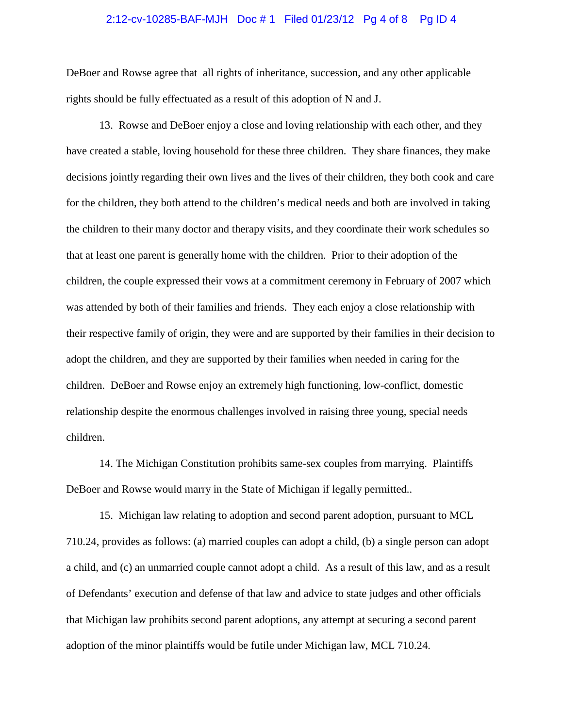DeBoer and Rowse agree that all rights of inheritance, succession, and any other applicable rights should be fully effectuated as a result of this adoption of N and J.

13. Rowse and DeBoer enjoy a close and loving relationship with each other, and they have created a stable, loving household for these three children. They share finances, they make decisions jointly regarding their own lives and the lives of their children, they both cook and care for the children, they both attend to the children's medical needs and both are involved in taking the children to their many doctor and therapy visits, and they coordinate their work schedules so that at least one parent is generally home with the children. Prior to their adoption of the children, the couple expressed their vows at a commitment ceremony in February of 2007 which was attended by both of their families and friends. They each enjoy a close relationship with their respective family of origin, they were and are supported by their families in their decision to adopt the children, and they are supported by their families when needed in caring for the children. DeBoer and Rowse enjoy an extremely high functioning, low-conflict, domestic relationship despite the enormous challenges involved in raising three young, special needs children.

14. The Michigan Constitution prohibits same-sex couples from marrying. Plaintiffs DeBoer and Rowse would marry in the State of Michigan if legally permitted..

15. Michigan law relating to adoption and second parent adoption, pursuant to MCL 710.24, provides as follows: (a) married couples can adopt a child, (b) a single person can adopt a child, and (c) an unmarried couple cannot adopt a child. As a result of this law, and as a result of Defendants' execution and defense of that law and advice to state judges and other officials that Michigan law prohibits second parent adoptions, any attempt at securing a second parent adoption of the minor plaintiffs would be futile under Michigan law, MCL 710.24.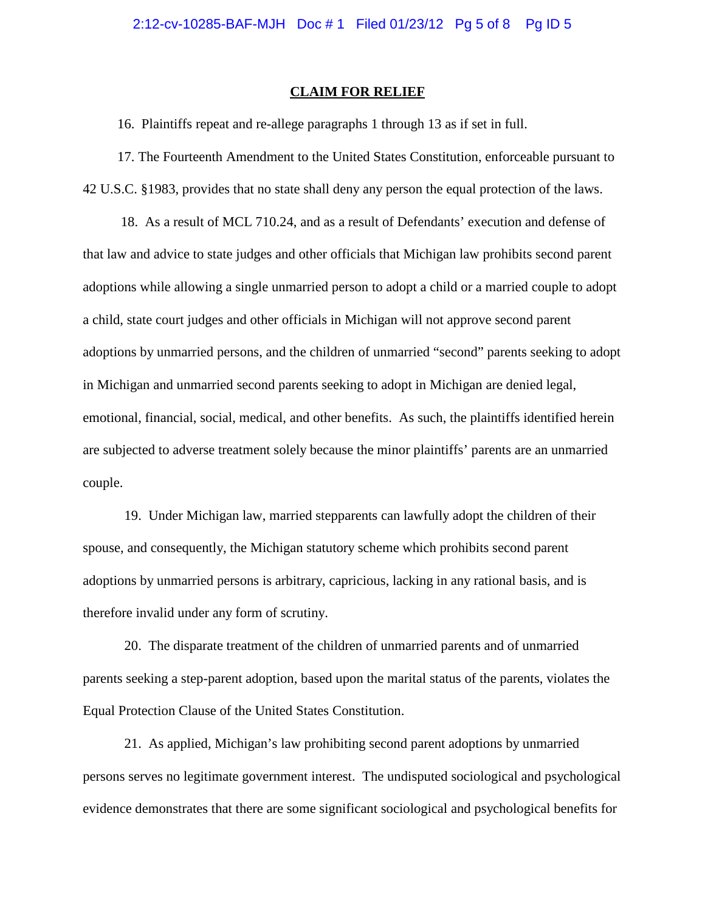## CLAIM FOR RELIEF

16. Plaintiffs repeat and re-allege paragraphs 1 through 13 as if set in full.

17. The Fourteenth Amendment to the United States Constitution, enforceable pursuant to 42 U.S.C. §1983, provides that no state shall deny any person the equal protection of the laws.

18. As a result of MCL 710.24, and as a result of Defendants' execution and defense of that law and advice to state judges and other officials that Michigan law prohibits second parent adoptions while allowing a single unmarried person to adopt a child or a married couple to adopt a child, state court judges and other officials in Michigan will not approve second parent adoptions by unmarried persons, and the children of unmarried "second" parents seeking to adopt in Michigan and unmarried second parents seeking to adopt in Michigan are denied legal, emotional, financial, social, medical, and other benefits. As such, the plaintiffs identified herein are subjected to adverse treatment solely because the minor plaintiffs' parents are an unmarried couple.

19. Under Michigan law, married stepparents can lawfully adopt the children of their spouse, and consequently, the Michigan statutory scheme which prohibits second parent adoptions by unmarried persons is arbitrary, capricious, lacking in any rational basis, and is therefore invalid under any form of scrutiny.

20. The disparate treatment of the children of unmarried parents and of unmarried parents seeking a step-parent adoption, based upon the marital status of the parents, violates the Equal Protection Clause of the United States Constitution.

21. As applied, Michigan's law prohibiting second parent adoptions by unmarried persons serves no legitimate government interest. The undisputed sociological and psychological evidence demonstrates that there are some significant sociological and psychological benefits for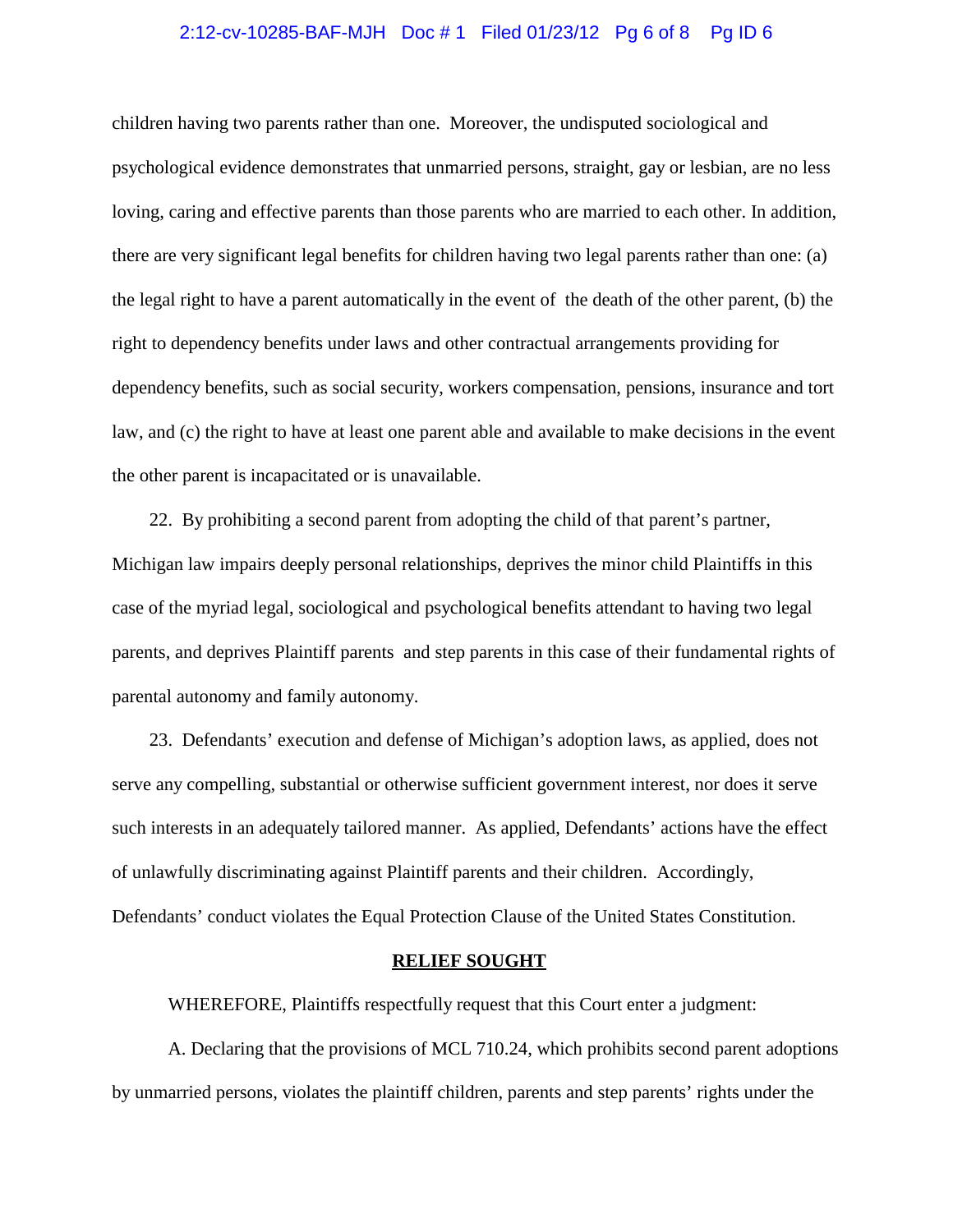children having two parents rather than one. Moreover, the undisputed sociological and psychological evidence demonstrates that unmarried persons, straight, gay or lesbian, are no less loving, caring and effective parents than those parents who are married to each other. In addition, there are very significant legal benefits for children having two legal parents rather than one: (a) the legal right to have a parent automatically in the event of the death of the other parent, (b) the right to dependency benefits under laws and other contractual arrangements providing for dependency benefits, such as social security, workers compensation, pensions, insurance and tort law, and (c) the right to have at least one parent able and available to make decisions in the event the other parent is incapacitated or is unavailable.

22. By prohibiting a second parent from adopting the child of that parent's partner, Michigan law impairs deeply personal relationships, deprives the minor child Plaintiffs in this case of the myriad legal, sociological and psychological benefits attendant to having two legal parents, and deprives Plaintiff parents and step parents in this case of their fundamental rights of parental autonomy and family autonomy.

23. Defendants' execution and defense of Michigan's adoption laws, as applied, does not serve any compelling, substantial or otherwise sufficient government interest, nor does it serve such interests in an adequately tailored manner. As applied, Defendants' actions have the effect of unlawfully discriminating against Plaintiff parents and their children. Accordingly, Defendants' conduct violates the Equal Protection Clause of the United States Constitution.

## RELIEF SOUGHT

WHEREFORE, Plaintiffs respectfully request that this Court enter a judgment:

A. Declaring that the provisions of MCL 710.24, which prohibits second parent adoptions by unmarried persons, violates the plaintiff children, parents and step parents' rights under the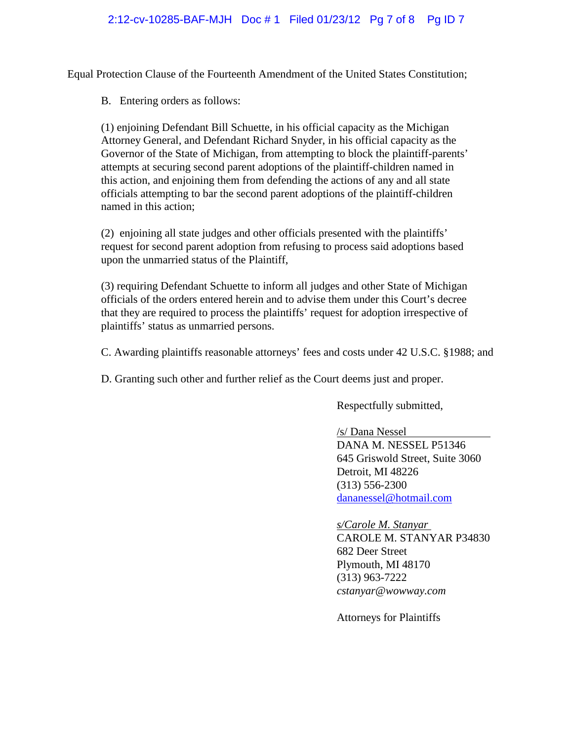Equal Protection Clause of the Fourteenth Amendment of the United States Constitution;

B. Entering orders as follows:

(1) enjoining Defendant Bill Schuette, in his official capacity as the Michigan Attorney General, and Defendant Richard Snyder, in his official capacity as the Governor of the State of Michigan, from attempting to block the plaintiff-parents' attempts at securing second parent adoptions of the plaintiff-children named in this action, and enjoining them from defending the actions of any and all state officials attempting to bar the second parent adoptions of the plaintiff-children named in this action;

(2) enjoining all state judges and other officials presented with the plaintiffs' request for second parent adoption from refusing to process said adoptions based upon the unmarried status of the Plaintiff,

(3) requiring Defendant Schuette to inform all judges and other State of Michigan officials of the orders entered herein and to advise them under this Court's decree that they are required to process the plaintiffs' request for adoption irrespective of plaintiffs' status as unmarried persons.

C. Awarding plaintiffs reasonable attorneys' fees and costs under 42 U.S.C. §1988; and

D. Granting such other and further relief as the Court deems just and proper.

Respectfully submitted,

/s/ Dana Nessel
DANA M. NESSEL P51346
645 Griswold Street, Suite 3060
Detroit, MI 48226
(313) 556-2300
dananessel@hotmail.com

*s/Carole M. Stanyar*
CAROLE M. STANYAR P34830
682 Deer Street
Plymouth, MI 48170
(313) 963-7222
*cstanyar@wowway.com*

Attorneys for Plaintiffs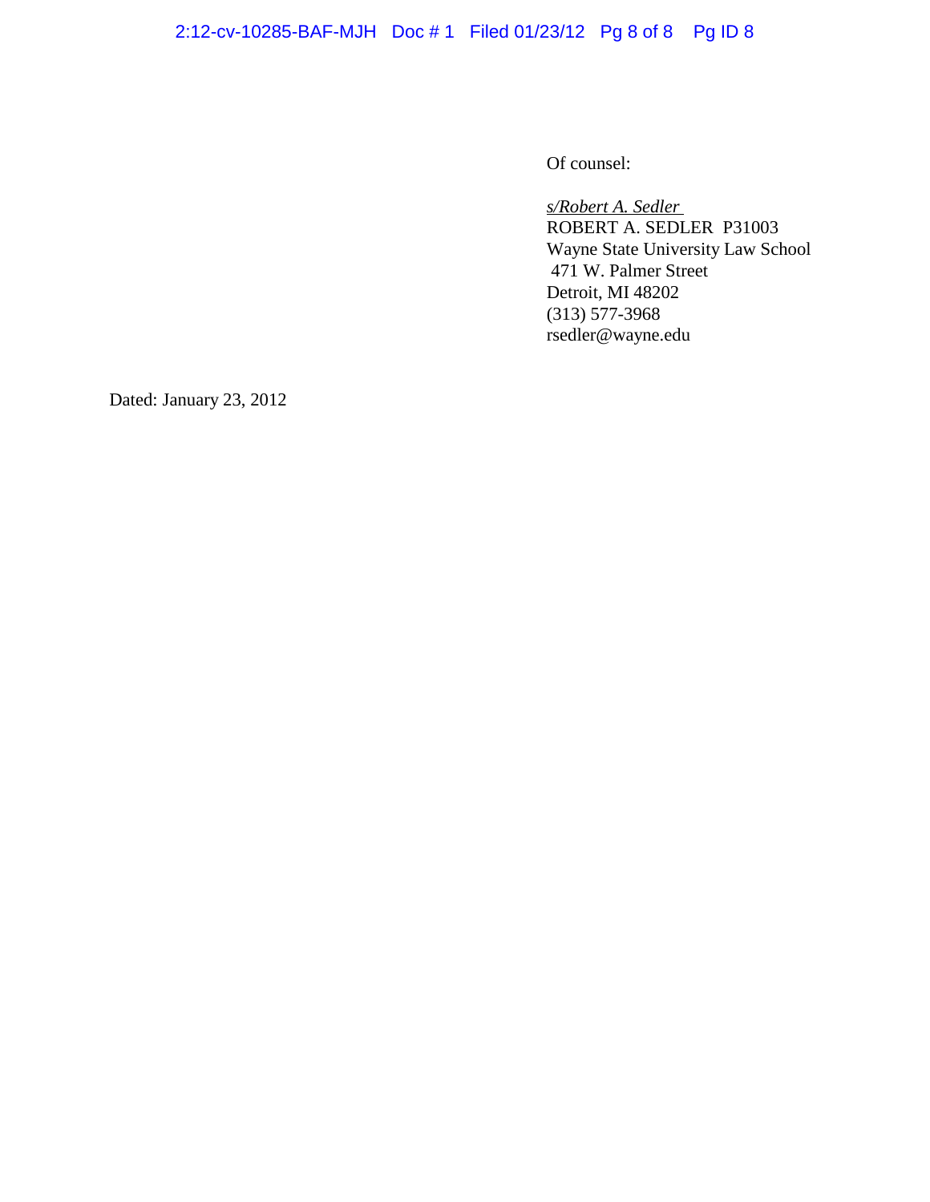Of counsel:

*s/Robert A. Sedler*
ROBERT A. SEDLER P31003
Wayne State University Law School
471 W. Palmer Street
Detroit, MI 48202
(313) 577-3968
rsedler@wayne.edu

Dated: January 23, 2012